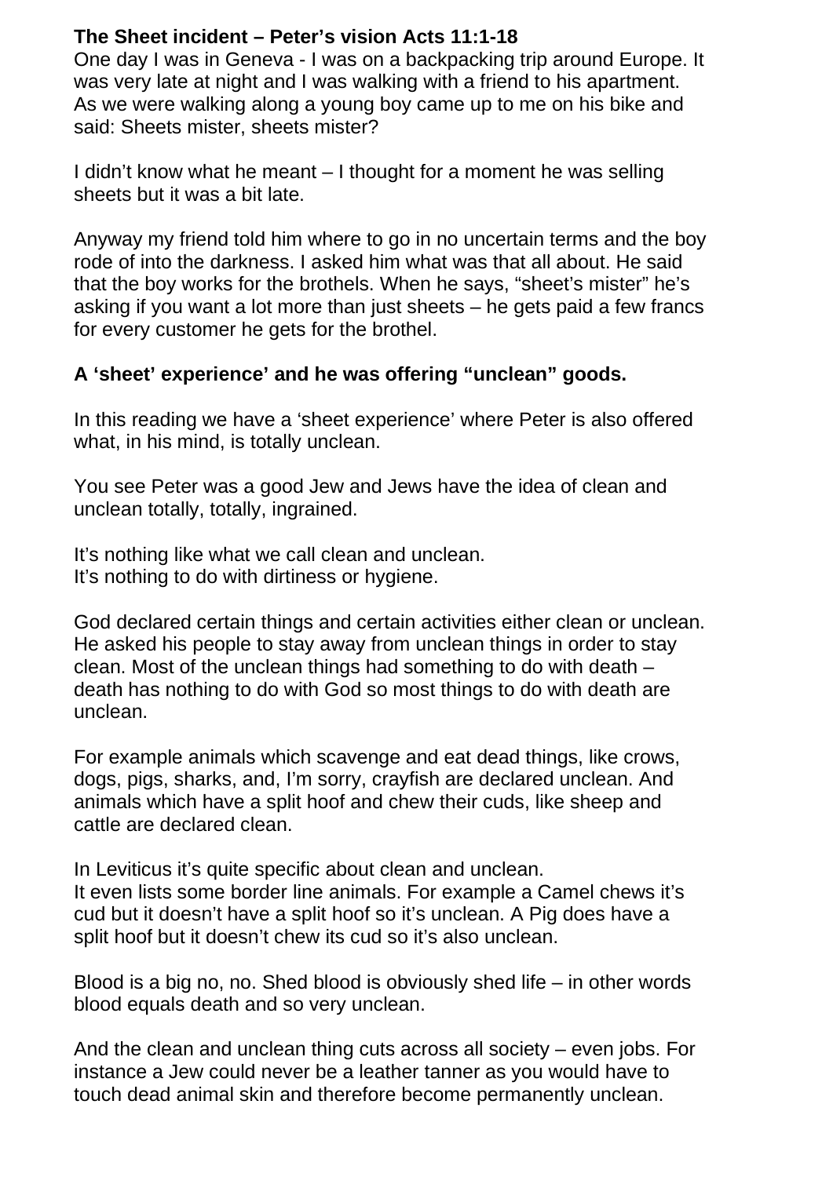**The Sheet incident – Peter's vision Acts 11:1-18**

One day I was in Geneva - I was on a backpacking trip around Europe. It was very late at night and I was walking with a friend to his apartment. As we were walking along a young boy came up to me on his bike and said: Sheets mister, sheets mister?

I didn't know what he meant – I thought for a moment he was selling sheets but it was a bit late.

Anyway my friend told him where to go in no uncertain terms and the boy rode of into the darkness. I asked him what was that all about. He said that the boy works for the brothels. When he says, "sheet's mister" he's asking if you want a lot more than just sheets – he gets paid a few francs for every customer he gets for the brothel.

**A 'sheet' experience' and he was offering "unclean" goods.**

In this reading we have a 'sheet experience' where Peter is also offered what, in his mind, is totally unclean.

You see Peter was a good Jew and Jews have the idea of clean and unclean totally, totally, ingrained.

It's nothing like what we call clean and unclean.
It's nothing to do with dirtiness or hygiene.

God declared certain things and certain activities either clean or unclean. He asked his people to stay away from unclean things in order to stay clean. Most of the unclean things had something to do with death – death has nothing to do with God so most things to do with death are unclean.

For example animals which scavenge and eat dead things, like crows, dogs, pigs, sharks, and, I'm sorry, crayfish are declared unclean. And animals which have a split hoof and chew their cuds, like sheep and cattle are declared clean.

In Leviticus it's quite specific about clean and unclean.
It even lists some border line animals. For example a Camel chews it's cud but it doesn't have a split hoof so it's unclean. A Pig does have a split hoof but it doesn't chew its cud so it's also unclean.

Blood is a big no, no. Shed blood is obviously shed life – in other words blood equals death and so very unclean.

And the clean and unclean thing cuts across all society – even jobs. For instance a Jew could never be a leather tanner as you would have to touch dead animal skin and therefore become permanently unclean.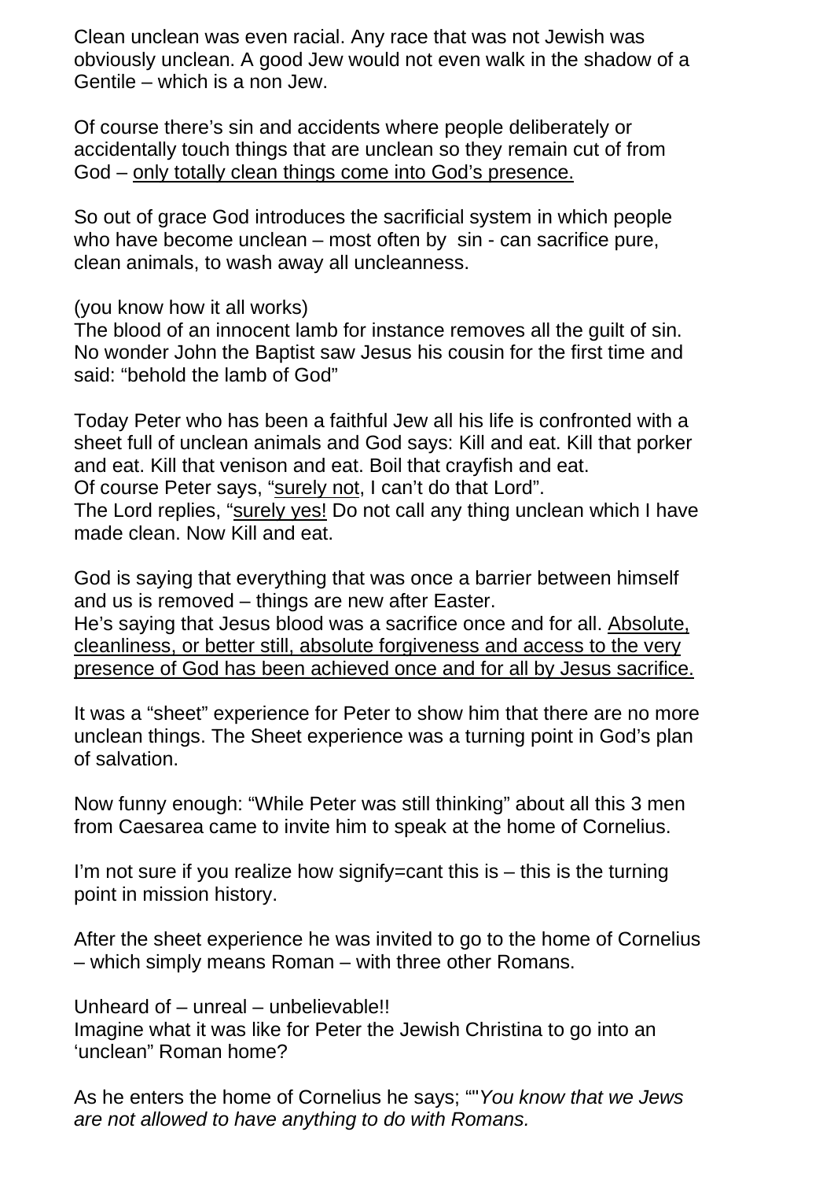Clean unclean was even racial. Any race that was not Jewish was obviously unclean. A good Jew would not even walk in the shadow of a Gentile – which is a non Jew.

Of course there's sin and accidents where people deliberately or accidentally touch things that are unclean so they remain cut of from God – <u>only totally clean things come into God's presence.</u>

So out of grace God introduces the sacrificial system in which people who have become unclean – most often by sin - can sacrifice pure, clean animals, to wash away all uncleanness.

(you know how it all works)
The blood of an innocent lamb for instance removes all the guilt of sin. No wonder John the Baptist saw Jesus his cousin for the first time and said: "behold the lamb of God"

Today Peter who has been a faithful Jew all his life is confronted with a sheet full of unclean animals and God says: Kill and eat. Kill that porker and eat. Kill that venison and eat. Boil that crayfish and eat.
Of course Peter says, "<u>surely not</u>, I can't do that Lord".
The Lord replies, "<u>surely yes!</u> Do not call any thing unclean which I have made clean. Now Kill and eat.

God is saying that everything that was once a barrier between himself and us is removed – things are new after Easter.
He's saying that Jesus blood was a sacrifice once and for all. <u>Absolute, cleanliness, or better still, absolute forgiveness and access to the very presence of God has been achieved once and for all by Jesus sacrifice.</u>

It was a "sheet" experience for Peter to show him that there are no more unclean things. The Sheet experience was a turning point in God's plan of salvation.

Now funny enough: "While Peter was still thinking" about all this 3 men from Caesarea came to invite him to speak at the home of Cornelius.

I'm not sure if you realize how signify=cant this is – this is the turning point in mission history.

After the sheet experience he was invited to go to the home of Cornelius – which simply means Roman – with three other Romans.

Unheard of – unreal – unbelievable!!
Imagine what it was like for Peter the Jewish Christina to go into an 'unclean" Roman home?

As he enters the home of Cornelius he says; ""*You know that we Jews are not allowed to have anything to do with Romans.*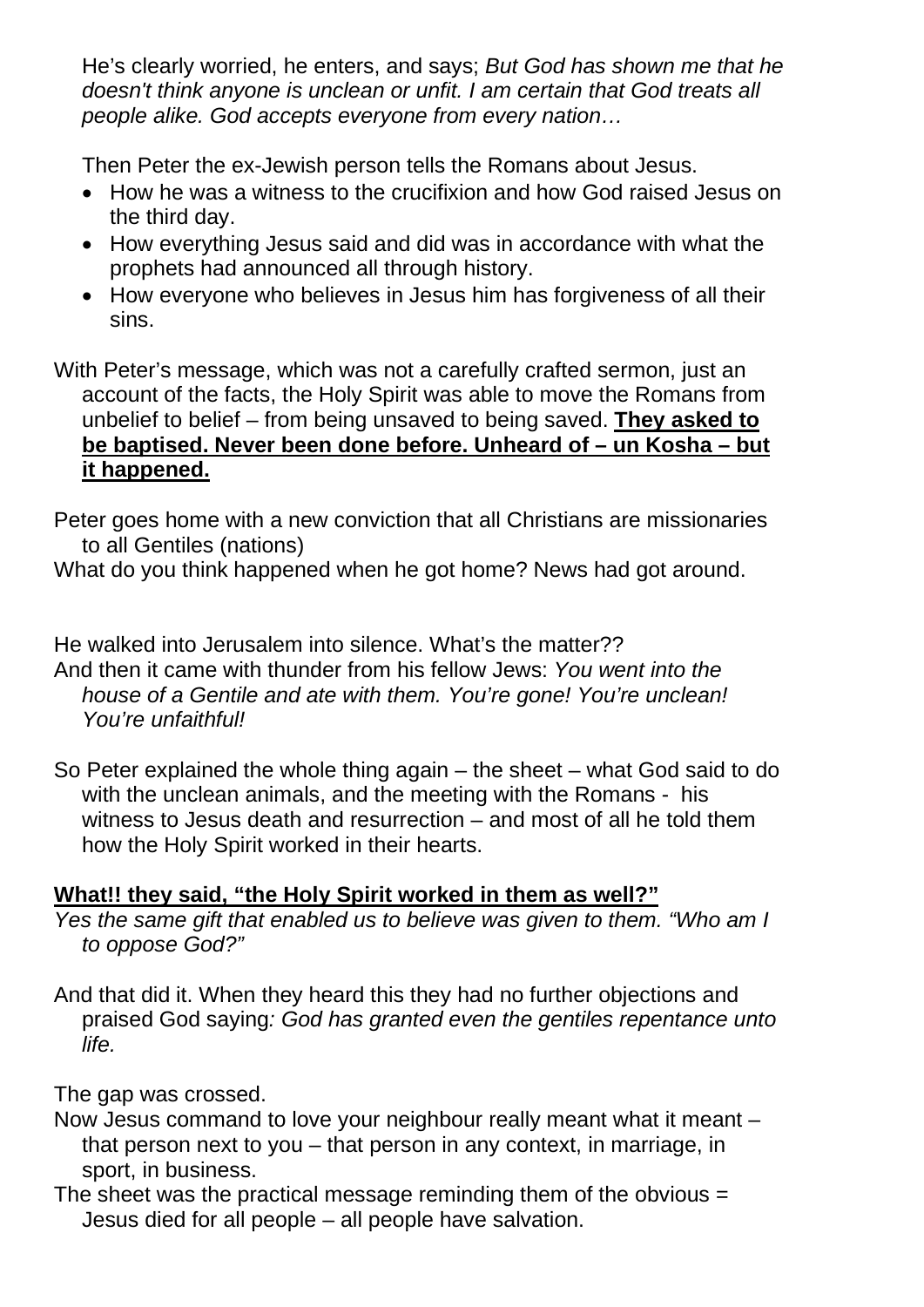He's clearly worried, he enters, and says; *But God has shown me that he doesn't think anyone is unclean or unfit. I am certain that God treats all people alike. God accepts everyone from every nation…*

Then Peter the ex-Jewish person tells the Romans about Jesus.

- How he was a witness to the crucifixion and how God raised Jesus on the third day.
- How everything Jesus said and did was in accordance with what the prophets had announced all through history.
- How everyone who believes in Jesus him has forgiveness of all their sins.

With Peter's message, which was not a carefully crafted sermon, just an account of the facts, the Holy Spirit was able to move the Romans from unbelief to belief – from being unsaved to being saved. **<u>They asked to be baptised. Never been done before. Unheard of – un Kosha – but it happened.</u>**

Peter goes home with a new conviction that all Christians are missionaries to all Gentiles (nations)

What do you think happened when he got home? News had got around.

He walked into Jerusalem into silence. What's the matter??

And then it came with thunder from his fellow Jews: *You went into the house of a Gentile and ate with them. You're gone! You're unclean! You're unfaithful!*

So Peter explained the whole thing again – the sheet – what God said to do with the unclean animals, and the meeting with the Romans - his witness to Jesus death and resurrection – and most of all he told them how the Holy Spirit worked in their hearts.

**<u>What!! they said, "the Holy Spirit worked in them as well?"</u>**

*Yes the same gift that enabled us to believe was given to them. "Who am I to oppose God?"*

And that did it. When they heard this they had no further objections and praised God saying*: God has granted even the gentiles repentance unto life.*

The gap was crossed.

Now Jesus command to love your neighbour really meant what it meant – that person next to you – that person in any context, in marriage, in sport, in business.

The sheet was the practical message reminding them of the obvious = Jesus died for all people – all people have salvation.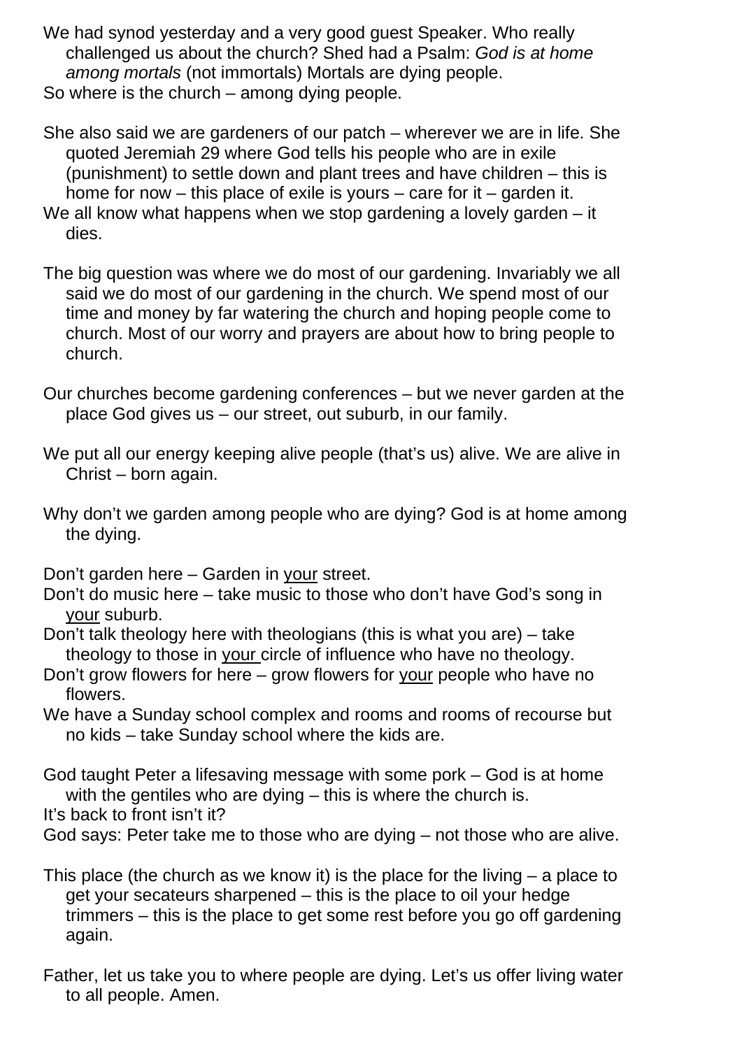We had synod yesterday and a very good guest Speaker. Who really challenged us about the church? Shed had a Psalm: *God is at home among mortals* (not immortals) Mortals are dying people.
So where is the church – among dying people.

She also said we are gardeners of our patch – wherever we are in life. She quoted Jeremiah 29 where God tells his people who are in exile (punishment) to settle down and plant trees and have children – this is home for now – this place of exile is yours – care for it – garden it.
We all know what happens when we stop gardening a lovely garden – it dies.

The big question was where we do most of our gardening. Invariably we all said we do most of our gardening in the church. We spend most of our time and money by far watering the church and hoping people come to church. Most of our worry and prayers are about how to bring people to church.

Our churches become gardening conferences – but we never garden at the place God gives us – our street, out suburb, in our family.

We put all our energy keeping alive people (that's us) alive. We are alive in Christ – born again.

Why don't we garden among people who are dying? God is at home among the dying.

Don't garden here – Garden in <u>your</u> street.
Don't do music here – take music to those who don't have God's song in <u>your</u> suburb.
Don't talk theology here with theologians (this is what you are) – take theology to those in <u>your</u> circle of influence who have no theology.
Don't grow flowers for here – grow flowers for <u>your</u> people who have no flowers.
We have a Sunday school complex and rooms and rooms of recourse but no kids – take Sunday school where the kids are.

God taught Peter a lifesaving message with some pork – God is at home with the gentiles who are dying – this is where the church is.
It's back to front isn't it?
God says: Peter take me to those who are dying – not those who are alive.

This place (the church as we know it) is the place for the living – a place to get your secateurs sharpened – this is the place to oil your hedge trimmers – this is the place to get some rest before you go off gardening again.

Father, let us take you to where people are dying. Let's us offer living water to all people. Amen.